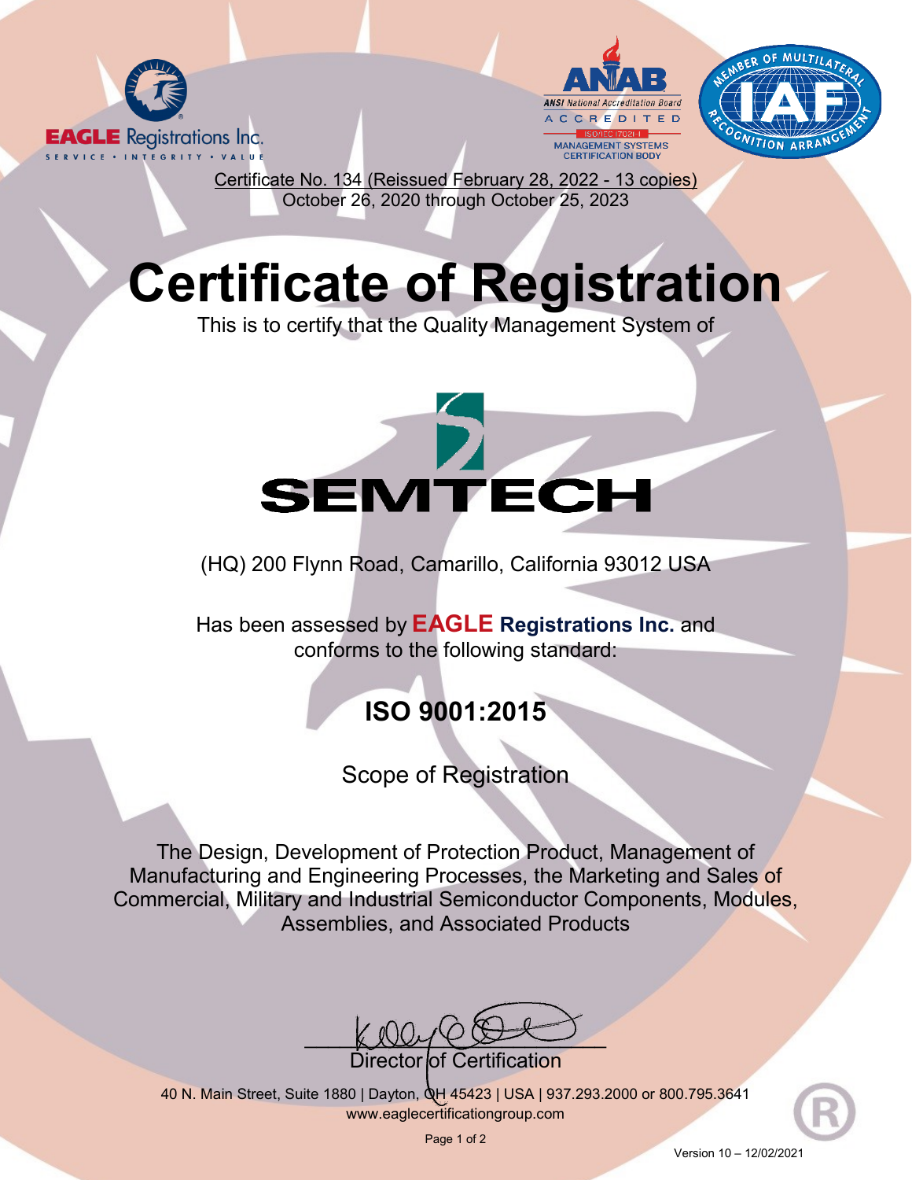EAGLE Registrations Inc.
SERVICE • INTEGRITY • VALUE

ANAB
ANSI National Accreditation Board
ACCREDITED
ISO/IEC 17021-1
MANAGEMENT SYSTEMS
CERTIFICATION BODY

MEMBER OF MULTILATERAL RECOGNITION ARRANGEMENT
IAF

Certificate No. 134 (Reissued February 28, 2022 - 13 copies)
October 26, 2020 through October 25, 2023

# Certificate of Registration

This is to certify that the Quality Management System of

SEMTECH

(HQ) 200 Flynn Road, Camarillo, California 93012 USA

Has been assessed by **EAGLE Registrations Inc.** and conforms to the following standard:

## ISO 9001:2015

Scope of Registration

The Design, Development of Protection Product, Management of Manufacturing and Engineering Processes, the Marketing and Sales of Commercial, Military and Industrial Semiconductor Components, Modules, Assemblies, and Associated Products

Director of Certification

40 N. Main Street, Suite 1880 | Dayton, OH 45423 | USA | 937.293.2000 or 800.795.3641
www.eaglecertificationgroup.com

Version 10 – 12/02/2021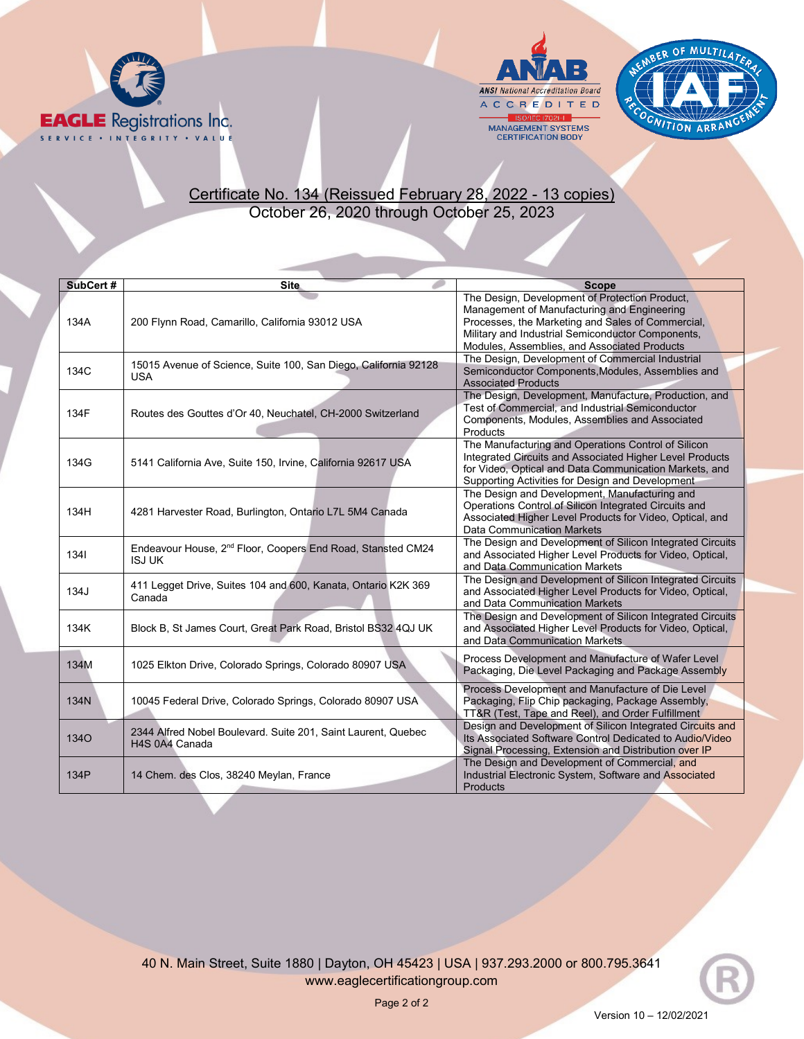Certificate No. 134 (Reissued February 28, 2022 - 13 copies)
October 26, 2020 through October 25, 2023

| SubCert # | Site | Scope |
|---|---|---|
| 134A | 200 Flynn Road, Camarillo, California 93012 USA | The Design, Development of Protection Product, Management of Manufacturing and Engineering Processes, the Marketing and Sales of Commercial, Military and Industrial Semiconductor Components, Modules, Assemblies, and Associated Products |
| 134C | 15015 Avenue of Science, Suite 100, San Diego, California 92128 USA | The Design, Development of Commercial Industrial Semiconductor Components,Modules, Assemblies and Associated Products |
| 134F | Routes des Gouttes d'Or 40, Neuchatel, CH-2000 Switzerland | The Design, Development, Manufacture, Production, and Test of Commercial, and Industrial Semiconductor Components, Modules, Assemblies and Associated Products |
| 134G | 5141 California Ave, Suite 150, Irvine, California 92617 USA | The Manufacturing and Operations Control of Silicon Integrated Circuits and Associated Higher Level Products for Video, Optical and Data Communication Markets, and Supporting Activities for Design and Development |
| 134H | 4281 Harvester Road, Burlington, Ontario L7L 5M4 Canada | The Design and Development, Manufacturing and Operations Control of Silicon Integrated Circuits and Associated Higher Level Products for Video, Optical, and Data Communication Markets |
| 134I | Endeavour House, 2nd Floor, Coopers End Road, Stansted CM24 ISJ UK | The Design and Development of Silicon Integrated Circuits and Associated Higher Level Products for Video, Optical, and Data Communication Markets |
| 134J | 411 Legget Drive, Suites 104 and 600, Kanata, Ontario K2K 369 Canada | The Design and Development of Silicon Integrated Circuits and Associated Higher Level Products for Video, Optical, and Data Communication Markets |
| 134K | Block B, St James Court, Great Park Road, Bristol BS32 4QJ UK | The Design and Development of Silicon Integrated Circuits and Associated Higher Level Products for Video, Optical, and Data Communication Markets |
| 134M | 1025 Elkton Drive, Colorado Springs, Colorado 80907 USA | Process Development and Manufacture of Wafer Level Packaging, Die Level Packaging and Package Assembly |
| 134N | 10045 Federal Drive, Colorado Springs, Colorado 80907 USA | Process Development and Manufacture of Die Level Packaging, Flip Chip packaging, Package Assembly, TT&R (Test, Tape and Reel), and Order Fulfillment |
| 134O | 2344 Alfred Nobel Boulevard. Suite 201, Saint Laurent, Quebec H4S 0A4 Canada | Design and Development of Silicon Integrated Circuits and Its Associated Software Control Dedicated to Audio/Video Signal Processing, Extension and Distribution over IP |
| 134P | 14 Chem. des Clos, 38240 Meylan, France | The Design and Development of Commercial, and Industrial Electronic System, Software and Associated Products |

40 N. Main Street, Suite 1880 | Dayton, OH 45423 | USA | 937.293.2000 or 800.795.3641
www.eaglecertificationgroup.com

Version 10 – 12/02/2021